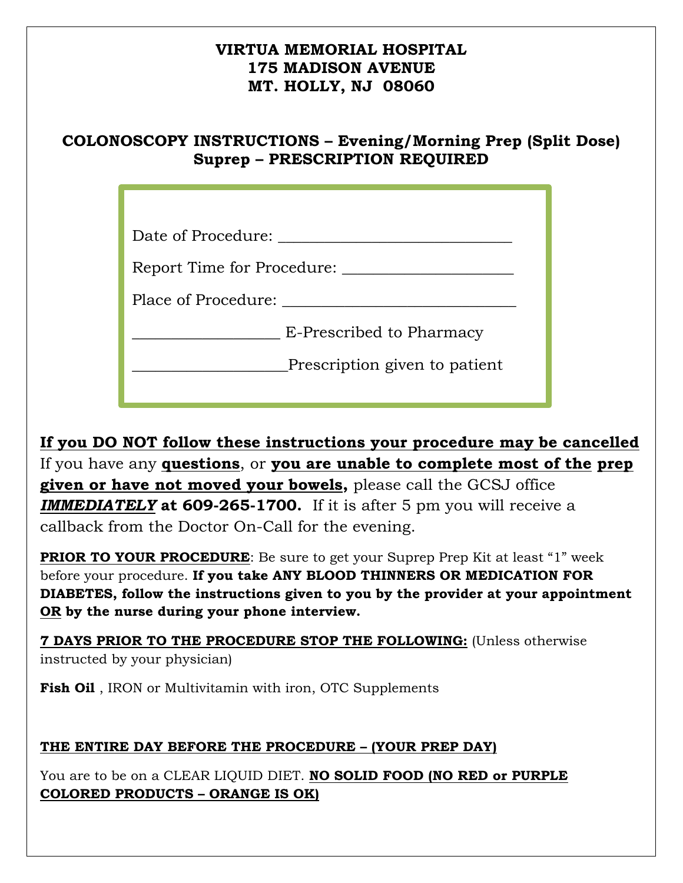**VIRTUA MEMORIAL HOSPITAL**
**175 MADISON AVENUE**
**MT. HOLLY, NJ 08060**

## COLONOSCOPY INSTRUCTIONS – Evening/Morning Prep (Split Dose) Suprep – PRESCRIPTION REQUIRED

Date of Procedure: ______________________________

Report Time for Procedure: _____________________

Place of Procedure: ______________________________

__________________ E-Prescribed to Pharmacy

___________________Prescription given to patient

**If you DO NOT follow these instructions your procedure may be cancelled**

If you have any **questions**, or **you are unable to complete most of the prep given or have not moved your bowels,** please call the GCSJ office ***IMMEDIATELY* at 609-265-1700.** If it is after 5 pm you will receive a callback from the Doctor On-Call for the evening.

**PRIOR TO YOUR PROCEDURE**: Be sure to get your Suprep Prep Kit at least "1" week before your procedure. **If you take ANY BLOOD THINNERS OR MEDICATION FOR DIABETES, follow the instructions given to you by the provider at your appointment OR by the nurse during your phone interview.**

**7 DAYS PRIOR TO THE PROCEDURE STOP THE FOLLOWING:** (Unless otherwise instructed by your physician)

**Fish Oil** , IRON or Multivitamin with iron, OTC Supplements

**THE ENTIRE DAY BEFORE THE PROCEDURE – (YOUR PREP DAY)**

You are to be on a CLEAR LIQUID DIET. **NO SOLID FOOD (NO RED or PURPLE COLORED PRODUCTS – ORANGE IS OK)**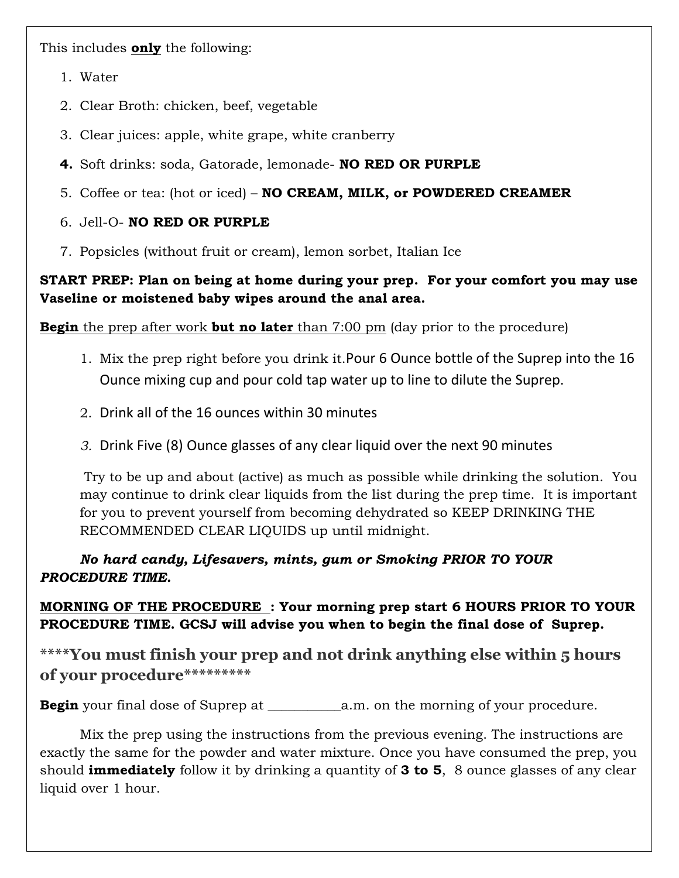This includes **only** the following:

1. Water
2. Clear Broth: chicken, beef, vegetable
3. Clear juices: apple, white grape, white cranberry
4. Soft drinks: soda, Gatorade, lemonade- **NO RED OR PURPLE**
5. Coffee or tea: (hot or iced) – **NO CREAM, MILK, or POWDERED CREAMER**
6. Jell-O- **NO RED OR PURPLE**
7. Popsicles (without fruit or cream), lemon sorbet, Italian Ice

**START PREP: Plan on being at home during your prep. For your comfort you may use Vaseline or moistened baby wipes around the anal area.**

<u>**Begin** the prep after work **but no later** than 7:00 pm</u> (day prior to the procedure)

1. Mix the prep right before you drink it. Pour 6 Ounce bottle of the Suprep into the 16 Ounce mixing cup and pour cold tap water up to line to dilute the Suprep.
2. Drink all of the 16 ounces within 30 minutes
3. Drink Five (8) Ounce glasses of any clear liquid over the next 90 minutes

   Try to be up and about (active) as much as possible while drinking the solution. You may continue to drink clear liquids from the list during the prep time. It is important for you to prevent yourself from becoming dehydrated so KEEP DRINKING THE RECOMMENDED CLEAR LIQUIDS up until midnight.

***No hard candy, Lifesavers, mints, gum or Smoking PRIOR TO YOUR PROCEDURE TIME.***

**<u>MORNING OF THE PROCEDURE</u> : Your morning prep start 6 HOURS PRIOR TO YOUR PROCEDURE TIME. GCSJ will advise you when to begin the final dose of Suprep.**

****You must finish your prep and not drink anything else within 5 hours of your procedure*********

**Begin** your final dose of Suprep at __________a.m. on the morning of your procedure.

Mix the prep using the instructions from the previous evening. The instructions are exactly the same for the powder and water mixture. Once you have consumed the prep, you should **immediately** follow it by drinking a quantity of **3 to 5**, 8 ounce glasses of any clear liquid over 1 hour.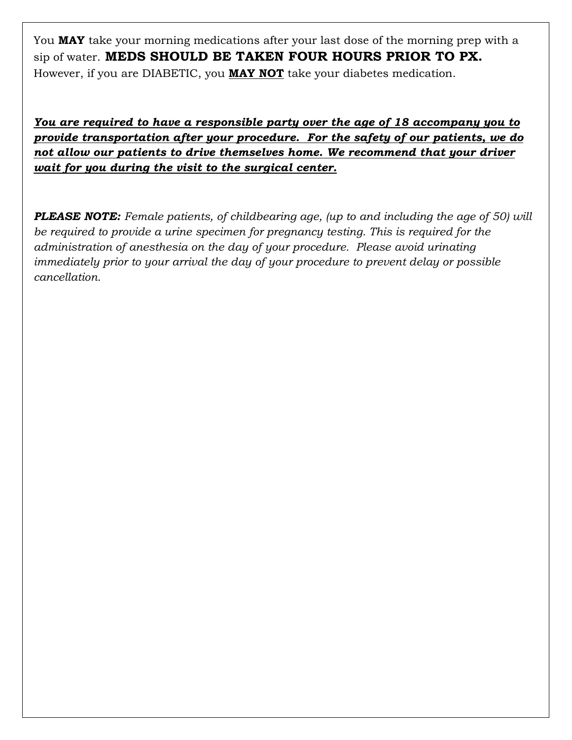You **MAY** take your morning medications after your last dose of the morning prep with a sip of water. **MEDS SHOULD BE TAKEN FOUR HOURS PRIOR TO PX.** However, if you are DIABETIC, you **MAY NOT** take your diabetes medication.

***You are required to have a responsible party over the age of 18 accompany you to provide transportation after your procedure. For the safety of our patients, we do not allow our patients to drive themselves home. We recommend that your driver wait for you during the visit to the surgical center.***

***PLEASE NOTE:*** *Female patients, of childbearing age, (up to and including the age of 50) will be required to provide a urine specimen for pregnancy testing. This is required for the administration of anesthesia on the day of your procedure. Please avoid urinating immediately prior to your arrival the day of your procedure to prevent delay or possible cancellation.*